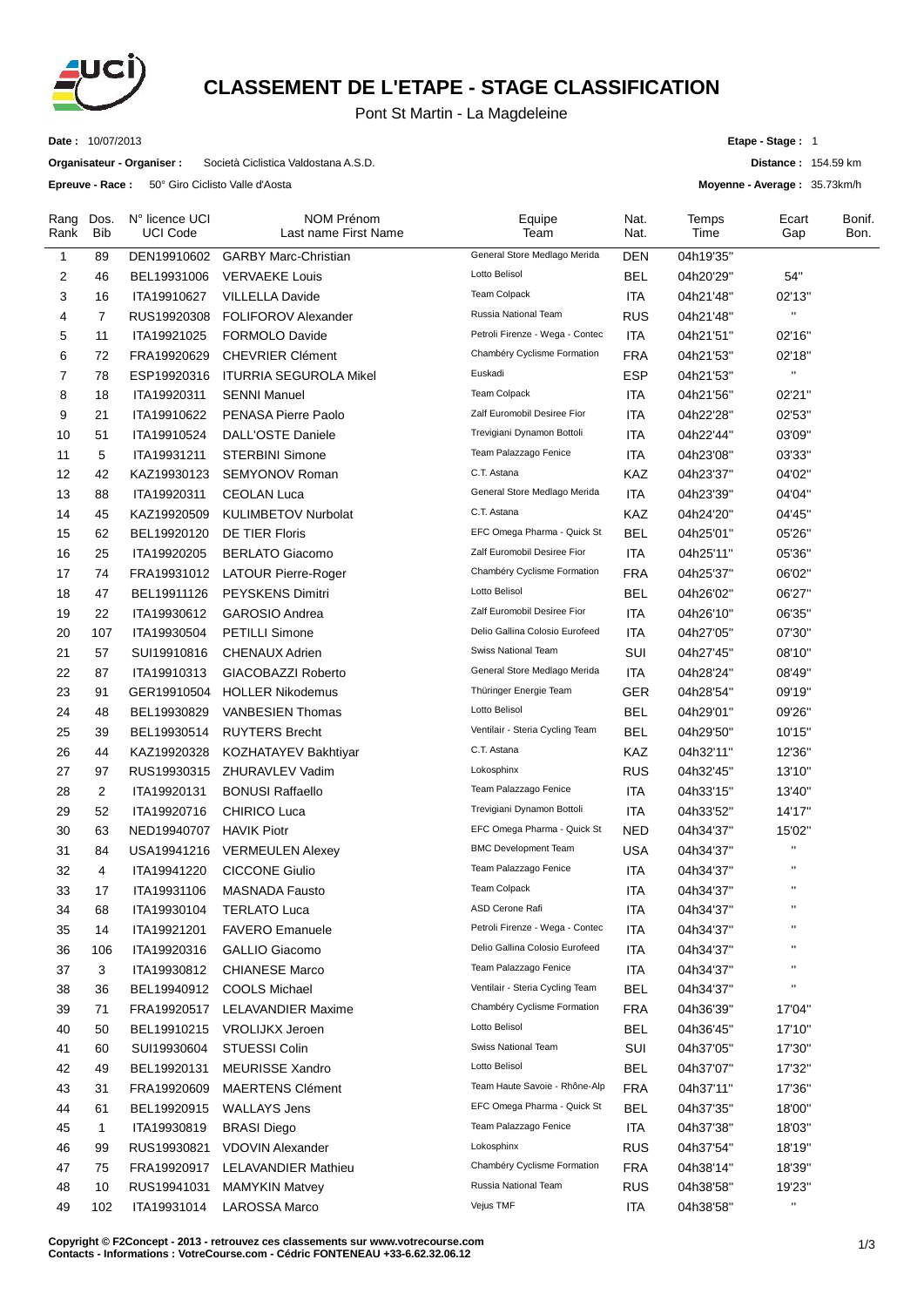# CLASSEMENT DE L'ETAPE - STAGE CLASSIFICATION

Pont St Martin - La Magdeleine

**Date :** 10/07/2013

**Organisateur - Organiser :** Società Ciclistica Valdostana A.S.D.

**Epreuve - Race :** 50° Giro Ciclisto Valle d'Aosta

**Etape - Stage :** 1

**Distance :** 154.59 km

**Moyenne - Average :** 35.73km/h

| Rang Rank | Dos. Bib | N° licence UCI UCI Code | NOM Prénom Last name First Name | Equipe Team | Nat. Nat. | Temps Time | Ecart Gap | Bonif. Bon. |
|---|---|---|---|---|---|---|---|---|
| 1 | 89 | DEN19910602 | GARBY Marc-Christian | General Store Mediago Merida | DEN | 04h19'35'' | | |
| 2 | 46 | BEL19931006 | VERVAEKE Louis | Lotto Belisol | BEL | 04h20'29'' | 54'' | |
| 3 | 16 | ITA19910627 | VILLELLA Davide | Team Colpack | ITA | 04h21'48'' | 02'13'' | |
| 4 | 7 | RUS19920308 | FOLIFOROV Alexander | Russia National Team | RUS | 04h21'48'' | '' | |
| 5 | 11 | ITA19921025 | FORMOLO Davide | Petroli Firenze - Wega - Contec | ITA | 04h21'51'' | 02'16'' | |
| 6 | 72 | FRA19920629 | CHEVRIER Clément | Chambéry Cyclisme Formation | FRA | 04h21'53'' | 02'18'' | |
| 7 | 78 | ESP19920316 | ITURRIA SEGUROLA Mikel | Euskadi | ESP | 04h21'53'' | '' | |
| 8 | 18 | ITA19920311 | SENNI Manuel | Team Colpack | ITA | 04h21'56'' | 02'21'' | |
| 9 | 21 | ITA19910622 | PENASA Pierre Paolo | Zalf Euromobil Desiree Fior | ITA | 04h22'28'' | 02'53'' | |
| 10 | 51 | ITA19910524 | DALL'OSTE Daniele | Trevigiani Dynamon Bottoli | ITA | 04h22'44'' | 03'09'' | |
| 11 | 5 | ITA19931211 | STERBINI Simone | Team Palazzago Fenice | ITA | 04h23'08'' | 03'33'' | |
| 12 | 42 | KAZ19930123 | SEMYONOV Roman | C.T. Astana | KAZ | 04h23'37'' | 04'02'' | |
| 13 | 88 | ITA19920311 | CEOLAN Luca | General Store Mediago Merida | ITA | 04h23'39'' | 04'04'' | |
| 14 | 45 | KAZ19920509 | KULIMBETOV Nurbolat | C.T. Astana | KAZ | 04h24'20'' | 04'45'' | |
| 15 | 62 | BEL19920120 | DE TIER Floris | EFC Omega Pharma - Quick St | BEL | 04h25'01'' | 05'26'' | |
| 16 | 25 | ITA19920205 | BERLATO Giacomo | Zalf Euromobil Desiree Fior | ITA | 04h25'11'' | 05'36'' | |
| 17 | 74 | FRA19931012 | LATOUR Pierre-Roger | Chambéry Cyclisme Formation | FRA | 04h25'37'' | 06'02'' | |
| 18 | 47 | BEL19911126 | PEYSKENS Dimitri | Lotto Belisol | BEL | 04h26'02'' | 06'27'' | |
| 19 | 22 | ITA19930612 | GAROSIO Andrea | Zalf Euromobil Desiree Fior | ITA | 04h26'10'' | 06'35'' | |
| 20 | 107 | ITA19930504 | PETILLI Simone | Delio Gallina Colosio Eurofeed | ITA | 04h27'05'' | 07'30'' | |
| 21 | 57 | SUI19910816 | CHENAUX Adrien | Swiss National Team | SUI | 04h27'45'' | 08'10'' | |
| 22 | 87 | ITA19910313 | GIACOBAZZI Roberto | General Store Mediago Merida | ITA | 04h28'24'' | 08'49'' | |
| 23 | 91 | GER19910504 | HOLLER Nikodemus | Thüringer Energie Team | GER | 04h28'54'' | 09'19'' | |
| 24 | 48 | BEL19930829 | VANBESIEN Thomas | Lotto Belisol | BEL | 04h29'01'' | 09'26'' | |
| 25 | 39 | BEL19930514 | RUYTERS Brecht | Ventilair - Steria Cycling Team | BEL | 04h29'50'' | 10'15'' | |
| 26 | 44 | KAZ19920328 | KOZHATAYEV Bakhtiyar | C.T. Astana | KAZ | 04h32'11'' | 12'36'' | |
| 27 | 97 | RUS19930315 | ZHURAVLEV Vadim | Lokosphinx | RUS | 04h32'45'' | 13'10'' | |
| 28 | 2 | ITA19920131 | BONUSI Raffaello | Team Palazzago Fenice | ITA | 04h33'15'' | 13'40'' | |
| 29 | 52 | ITA19920716 | CHIRICO Luca | Trevigiani Dynamon Bottoli | ITA | 04h33'52'' | 14'17'' | |
| 30 | 63 | NED19940707 | HAVIK Piotr | EFC Omega Pharma - Quick St | NED | 04h34'37'' | 15'02'' | |
| 31 | 84 | USA19941216 | VERMEULEN Alexey | BMC Development Team | USA | 04h34'37'' | '' | |
| 32 | 4 | ITA19941220 | CICCONE Giulio | Team Palazzago Fenice | ITA | 04h34'37'' | '' | |
| 33 | 17 | ITA19931106 | MASNADA Fausto | Team Colpack | ITA | 04h34'37'' | '' | |
| 34 | 68 | ITA19930104 | TERLATO Luca | ASD Cerone Rafi | ITA | 04h34'37'' | '' | |
| 35 | 14 | ITA19921201 | FAVERO Emanuele | Petroli Firenze - Wega - Contec | ITA | 04h34'37'' | '' | |
| 36 | 106 | ITA19920316 | GALLIO Giacomo | Delio Gallina Colosio Eurofeed | ITA | 04h34'37'' | '' | |
| 37 | 3 | ITA19930812 | CHIANESE Marco | Team Palazzago Fenice | ITA | 04h34'37'' | '' | |
| 38 | 36 | BEL19940912 | COOLS Michael | Ventilair - Steria Cycling Team | BEL | 04h34'37'' | '' | |
| 39 | 71 | FRA19920517 | LELAVANDIER Maxime | Chambéry Cyclisme Formation | FRA | 04h36'39'' | 17'04'' | |
| 40 | 50 | BEL19910215 | VROLIJKX Jeroen | Lotto Belisol | BEL | 04h36'45'' | 17'10'' | |
| 41 | 60 | SUI19930604 | STUESSI Colin | Swiss National Team | SUI | 04h37'05'' | 17'30'' | |
| 42 | 49 | BEL19920131 | MEURISSE Xandro | Lotto Belisol | BEL | 04h37'07'' | 17'32'' | |
| 43 | 31 | FRA19920609 | MAERTENS Clément | Team Haute Savoie - Rhône-Alp | FRA | 04h37'11'' | 17'36'' | |
| 44 | 61 | BEL19920915 | WALLAYS Jens | EFC Omega Pharma - Quick St | BEL | 04h37'35'' | 18'00'' | |
| 45 | 1 | ITA19930819 | BRASI Diego | Team Palazzago Fenice | ITA | 04h37'38'' | 18'03'' | |
| 46 | 99 | RUS19930821 | VDOVIN Alexander | Lokosphinx | RUS | 04h37'54'' | 18'19'' | |
| 47 | 75 | FRA19920917 | LELAVANDIER Mathieu | Chambéry Cyclisme Formation | FRA | 04h38'14'' | 18'39'' | |
| 48 | 10 | RUS19941031 | MAMYKIN Matvey | Russia National Team | RUS | 04h38'58'' | 19'23'' | |
| 49 | 102 | ITA19931014 | LAROSSA Marco | Vejus TMF | ITA | 04h38'58'' | '' | |

**Copyright © F2Concept - 2013 - retrouvez ces classements sur www.votrecourse.com**
**Contacts - Informations : VotreCourse.com - Cédric FONTENEAU +33-6.62.32.06.12**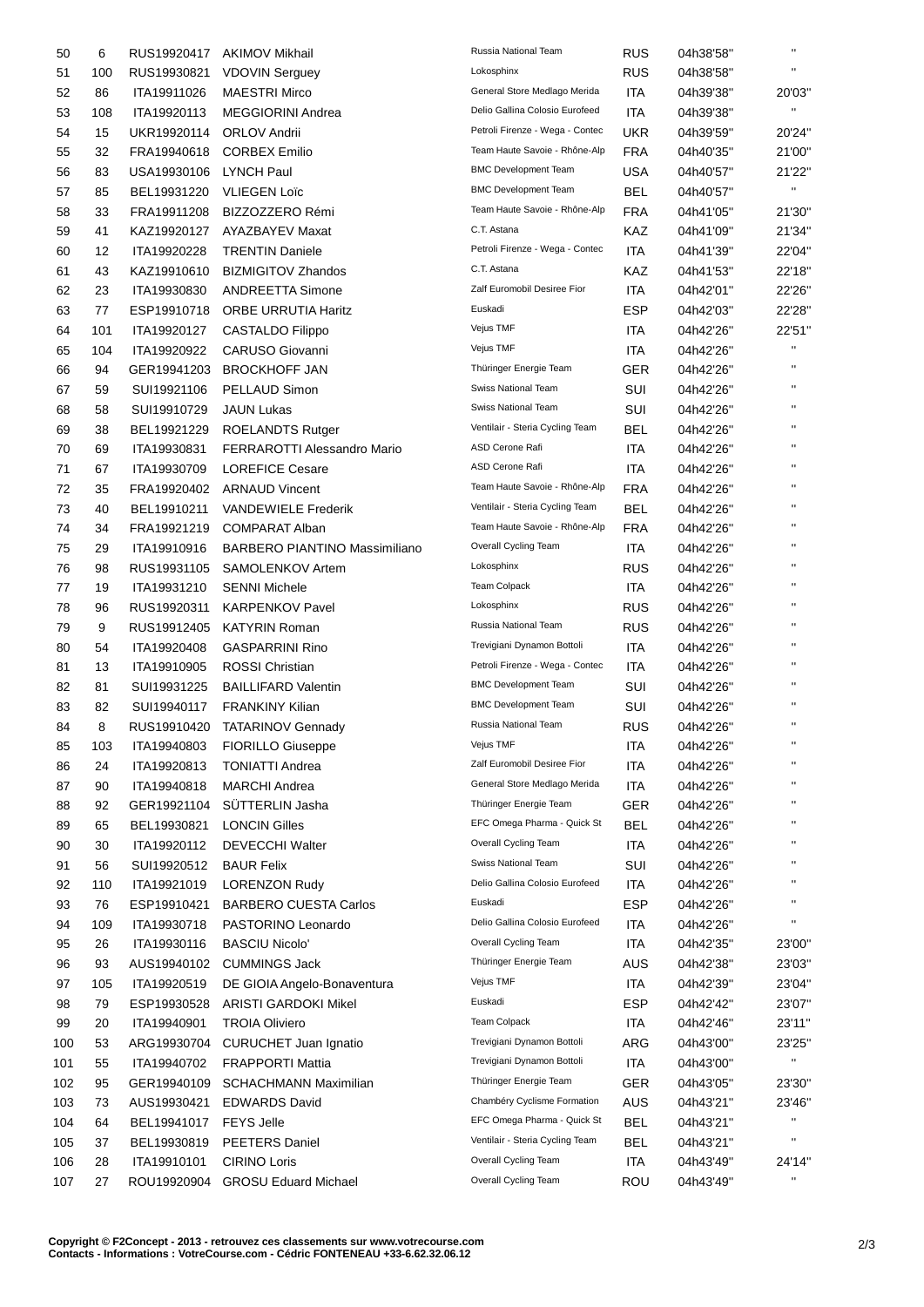| 50 | 6 | RUS19920417 | AKIMOV Mikhail | Russia National Team | RUS | 04h38'58'' | '' |
|---|---|---|---|---|---|---|---|
| 51 | 100 | RUS19930821 | VDOVIN Serguey | Lokosphinx | RUS | 04h38'58'' | '' |
| 52 | 86 | ITA19911026 | MAESTRI Mirco | General Store Medlago Merida | ITA | 04h39'38'' | 20'03'' |
| 53 | 108 | ITA19920113 | MEGGIORINI Andrea | Delio Gallina Colosio Eurofeed | ITA | 04h39'38'' | '' |
| 54 | 15 | UKR19920114 | ORLOV Andrii | Petroli Firenze - Wega - Contec | UKR | 04h39'59'' | 20'24'' |
| 55 | 32 | FRA19940618 | CORBEX Emilio | Team Haute Savoie - Rhône-Alp | FRA | 04h40'35'' | 21'00'' |
| 56 | 83 | USA19930106 | LYNCH Paul | BMC Development Team | USA | 04h40'57'' | 21'22'' |
| 57 | 85 | BEL19931220 | VLIEGEN Loïc | BMC Development Team | BEL | 04h40'57'' | '' |
| 58 | 33 | FRA19911208 | BIZZOZZERO Rémi | Team Haute Savoie - Rhône-Alp | FRA | 04h41'05'' | 21'30'' |
| 59 | 41 | KAZ19920127 | AYAZBAYEV Maxat | C.T. Astana | KAZ | 04h41'09'' | 21'34'' |
| 60 | 12 | ITA19920228 | TRENTIN Daniele | Petroli Firenze - Wega - Contec | ITA | 04h41'39'' | 22'04'' |
| 61 | 43 | KAZ19910610 | BIZMIGITOV Zhandos | C.T. Astana | KAZ | 04h41'53'' | 22'18'' |
| 62 | 23 | ITA19930830 | ANDREETTA Simone | Zalf Euromobil Desiree Fior | ITA | 04h42'01'' | 22'26'' |
| 63 | 77 | ESP19910718 | ORBE URRUTIA Haritz | Euskadi | ESP | 04h42'03'' | 22'28'' |
| 64 | 101 | ITA19920127 | CASTALDO Filippo | Vejus TMF | ITA | 04h42'26'' | 22'51'' |
| 65 | 104 | ITA19920922 | CARUSO Giovanni | Vejus TMF | ITA | 04h42'26'' | '' |
| 66 | 94 | GER19941203 | BROCKHOFF JAN | Thüringer Energie Team | GER | 04h42'26'' | '' |
| 67 | 59 | SUI19921106 | PELLAUD Simon | Swiss National Team | SUI | 04h42'26'' | '' |
| 68 | 58 | SUI19910729 | JAUN Lukas | Swiss National Team | SUI | 04h42'26'' | '' |
| 69 | 38 | BEL19921229 | ROELANDTS Rutger | Ventilair - Steria Cycling Team | BEL | 04h42'26'' | '' |
| 70 | 69 | ITA19930831 | FERRAROTTI Alessandro Mario | ASD Cerone Rafi | ITA | 04h42'26'' | '' |
| 71 | 67 | ITA19930709 | LOREFICE Cesare | ASD Cerone Rafi | ITA | 04h42'26'' | '' |
| 72 | 35 | FRA19920402 | ARNAUD Vincent | Team Haute Savoie - Rhône-Alp | FRA | 04h42'26'' | '' |
| 73 | 40 | BEL19910211 | VANDEWIELE Frederik | Ventilair - Steria Cycling Team | BEL | 04h42'26'' | '' |
| 74 | 34 | FRA19921219 | COMPARAT Alban | Team Haute Savoie - Rhône-Alp | FRA | 04h42'26'' | '' |
| 75 | 29 | ITA19910916 | BARBERO PIANTINO Massimiliano | Overall Cycling Team | ITA | 04h42'26'' | '' |
| 76 | 98 | RUS19931105 | SAMOLENKOV Artem | Lokosphinx | RUS | 04h42'26'' | '' |
| 77 | 19 | ITA19931210 | SENNI Michele | Team Colpack | ITA | 04h42'26'' | '' |
| 78 | 96 | RUS19920311 | KARPENKOV Pavel | Lokosphinx | RUS | 04h42'26'' | '' |
| 79 | 9 | RUS19912405 | KATYRIN Roman | Russia National Team | RUS | 04h42'26'' | '' |
| 80 | 54 | ITA19920408 | GASPARRINI Rino | Trevigiani Dynamon Bottoli | ITA | 04h42'26'' | '' |
| 81 | 13 | ITA19910905 | ROSSI Christian | Petroli Firenze - Wega - Contec | ITA | 04h42'26'' | '' |
| 82 | 81 | SUI19931225 | BAILLIFARD Valentin | BMC Development Team | SUI | 04h42'26'' | '' |
| 83 | 82 | SUI19940117 | FRANKINY Kilian | BMC Development Team | SUI | 04h42'26'' | '' |
| 84 | 8 | RUS19910420 | TATARINOV Gennady | Russia National Team | RUS | 04h42'26'' | '' |
| 85 | 103 | ITA19940803 | FIORILLO Giuseppe | Vejus TMF | ITA | 04h42'26'' | '' |
| 86 | 24 | ITA19920813 | TONIATTI Andrea | Zalf Euromobil Desiree Fior | ITA | 04h42'26'' | '' |
| 87 | 90 | ITA19940818 | MARCHI Andrea | General Store Medlago Merida | ITA | 04h42'26'' | '' |
| 88 | 92 | GER19921104 | SÜTTERLIN Jasha | Thüringer Energie Team | GER | 04h42'26'' | '' |
| 89 | 65 | BEL19930821 | LONCIN Gilles | EFC Omega Pharma - Quick St | BEL | 04h42'26'' | '' |
| 90 | 30 | ITA19920112 | DEVECCHI Walter | Overall Cycling Team | ITA | 04h42'26'' | '' |
| 91 | 56 | SUI19920512 | BAUR Felix | Swiss National Team | SUI | 04h42'26'' | '' |
| 92 | 110 | ITA19921019 | LORENZON Rudy | Delio Gallina Colosio Eurofeed | ITA | 04h42'26'' | '' |
| 93 | 76 | ESP19910421 | BARBERO CUESTA Carlos | Euskadi | ESP | 04h42'26'' | '' |
| 94 | 109 | ITA19930718 | PASTORINO Leonardo | Delio Gallina Colosio Eurofeed | ITA | 04h42'26'' | '' |
| 95 | 26 | ITA19930116 | BASCIU Nicolo' | Overall Cycling Team | ITA | 04h42'35'' | 23'00'' |
| 96 | 93 | AUS19940102 | CUMMINGS Jack | Thüringer Energie Team | AUS | 04h42'38'' | 23'03'' |
| 97 | 105 | ITA19920519 | DE GIOIA Angelo-Bonaventura | Vejus TMF | ITA | 04h42'39'' | 23'04'' |
| 98 | 79 | ESP19930528 | ARISTI GARDOKI Mikel | Euskadi | ESP | 04h42'42'' | 23'07'' |
| 99 | 20 | ITA19940901 | TROIA Oliviero | Team Colpack | ITA | 04h42'46'' | 23'11'' |
| 100 | 53 | ARG19930704 | CURUCHET Juan Ignatio | Trevigiani Dynamon Bottoli | ARG | 04h43'00'' | 23'25'' |
| 101 | 55 | ITA19940702 | FRAPPORTI Mattia | Trevigiani Dynamon Bottoli | ITA | 04h43'00'' | '' |
| 102 | 95 | GER19940109 | SCHACHMANN Maximilian | Thüringer Energie Team | GER | 04h43'05'' | 23'30'' |
| 103 | 73 | AUS19930421 | EDWARDS David | Chambéry Cyclisme Formation | AUS | 04h43'21'' | 23'46'' |
| 104 | 64 | BEL19941017 | FEYS Jelle | EFC Omega Pharma - Quick St | BEL | 04h43'21'' | '' |
| 105 | 37 | BEL19930819 | PEETERS Daniel | Ventilair - Steria Cycling Team | BEL | 04h43'21'' | '' |
| 106 | 28 | ITA19910101 | CIRINO Loris | Overall Cycling Team | ITA | 04h43'49'' | 24'14'' |
| 107 | 27 | ROU19920904 | GROSU Eduard Michael | Overall Cycling Team | ROU | 04h43'49'' | '' |

**Copyright © F2Concept - 2013 - retrouvez ces classements sur www.votrecourse.com**
**Contacts - Informations : VotreCourse.com - Cédric FONTENEAU +33-6.62.32.06.12**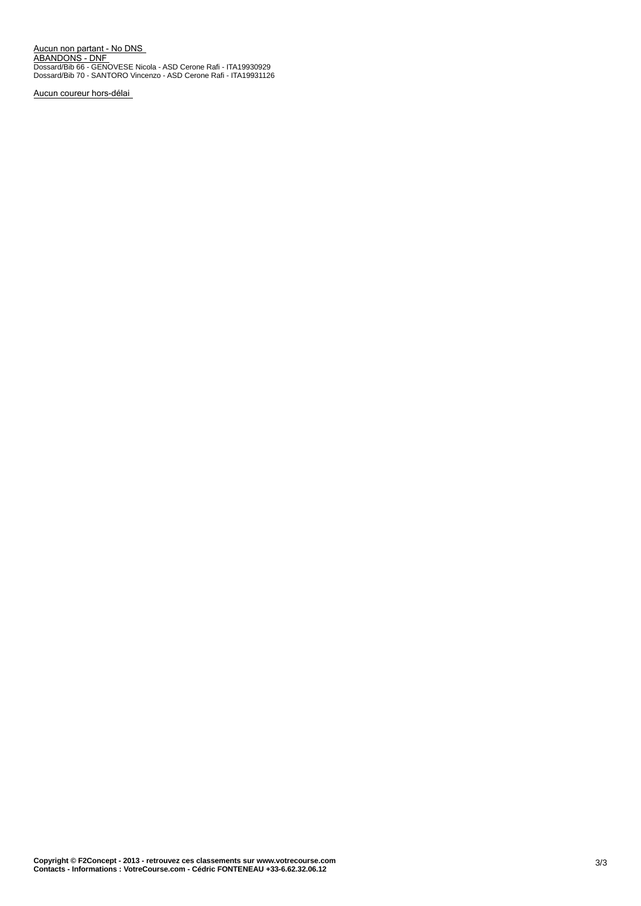Aucun non partant - No DNS

ABANDONS - DNF

Dossard/Bib 66 - GENOVESE Nicola - ASD Cerone Rafi - ITA19930929
Dossard/Bib 70 - SANTORO Vincenzo - ASD Cerone Rafi - ITA19931126

Aucun coureur hors-délai

**Copyright © F2Concept - 2013 - retrouvez ces classements sur www.votrecourse.com**
**Contacts - Informations : VotreCourse.com - Cédric FONTENEAU +33-6.62.32.06.12**